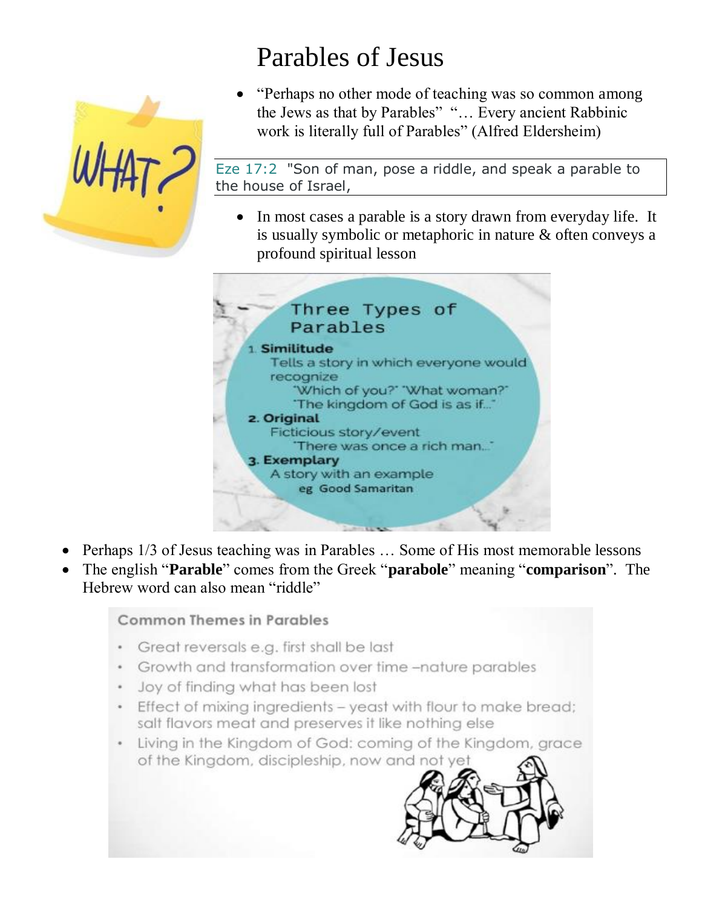# Parables of Jesus

- "Perhaps no other mode of teaching was so common among the Jews as that by Parables" "… Every ancient Rabbinic work is literally full of Parables" (Alfred Eldersheim)

Eze 17:2 "Son of man, pose a riddle, and speak a parable to the house of Israel,

- In most cases a parable is a story drawn from everyday life. It is usually symbolic or metaphoric in nature & often conveys a profound spiritual lesson

**Three Types of Parables**

1. **Similitude**
   Tells a story in which everyone would recognize
   "Which of you?" "What woman?"
   "The kingdom of God is as if…"
2. **Original**
   Ficticious story/event
   "There was once a rich man…"
3. **Exemplary**
   A story with an example
   eg Good Samaritan

- Perhaps 1/3 of Jesus teaching was in Parables … Some of His most memorable lessons
- The english "**Parable**" comes from the Greek "**parabole**" meaning "**comparison**". The Hebrew word can also mean "riddle"

**Common Themes in Parables**

- Great reversals e.g. first shall be last
- Growth and transformation over time –nature parables
- Joy of finding what has been lost
- Effect of mixing ingredients – yeast with flour to make bread; salt flavors meat and preserves it like nothing else
- Living in the Kingdom of God: coming of the Kingdom, grace of the Kingdom, discipleship, now and not yet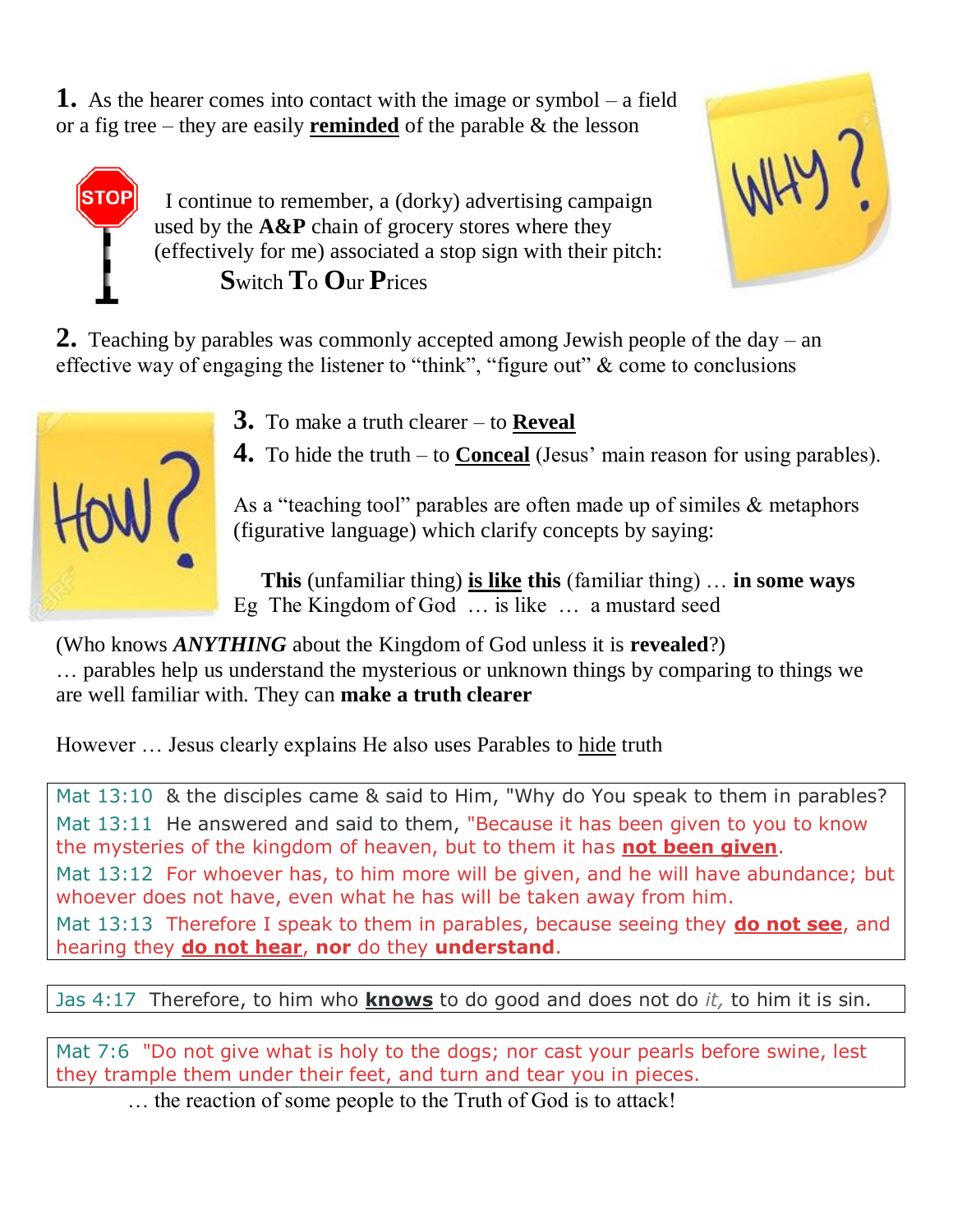**1.** As the hearer comes into contact with the image or symbol – a field or a fig tree – they are easily **reminded** of the parable & the lesson

I continue to remember, a (dorky) advertising campaign used by the **A&P** chain of grocery stores where they (effectively for me) associated a stop sign with their pitch:

**S**witch **T**o **O**ur **P**rices

**2.** Teaching by parables was commonly accepted among Jewish people of the day – an effective way of engaging the listener to "think", "figure out" & come to conclusions

**3.** To make a truth clearer – to **Reveal**

**4.** To hide the truth – to **Conceal** (Jesus' main reason for using parables).

As a "teaching tool" parables are often made up of similes & metaphors (figurative language) which clarify concepts by saying:

**This** (unfamiliar thing) **is like this** (familiar thing) … **in some ways**
Eg The Kingdom of God … is like … a mustard seed

(Who knows ***ANYTHING*** about the Kingdom of God unless it is **revealed**?)
… parables help us understand the mysterious or unknown things by comparing to things we are well familiar with. They can **make a truth clearer**

However … Jesus clearly explains He also uses Parables to hide truth

> Mat 13:10 & the disciples came & said to Him, "Why do You speak to them in parables?
> Mat 13:11 He answered and said to them, "Because it has been given to you to know the mysteries of the kingdom of heaven, but to them it has **not been given**.
> Mat 13:12 For whoever has, to him more will be given, and he will have abundance; but whoever does not have, even what he has will be taken away from him.
> Mat 13:13 Therefore I speak to them in parables, because seeing they **do not see**, and hearing they **do not hear**, **nor** do they **understand**.

> Jas 4:17 Therefore, to him who **knows** to do good and does not do *it,* to him it is sin.

> Mat 7:6 "Do not give what is holy to the dogs; nor cast your pearls before swine, lest they trample them under their feet, and turn and tear you in pieces.

… the reaction of some people to the Truth of God is to attack!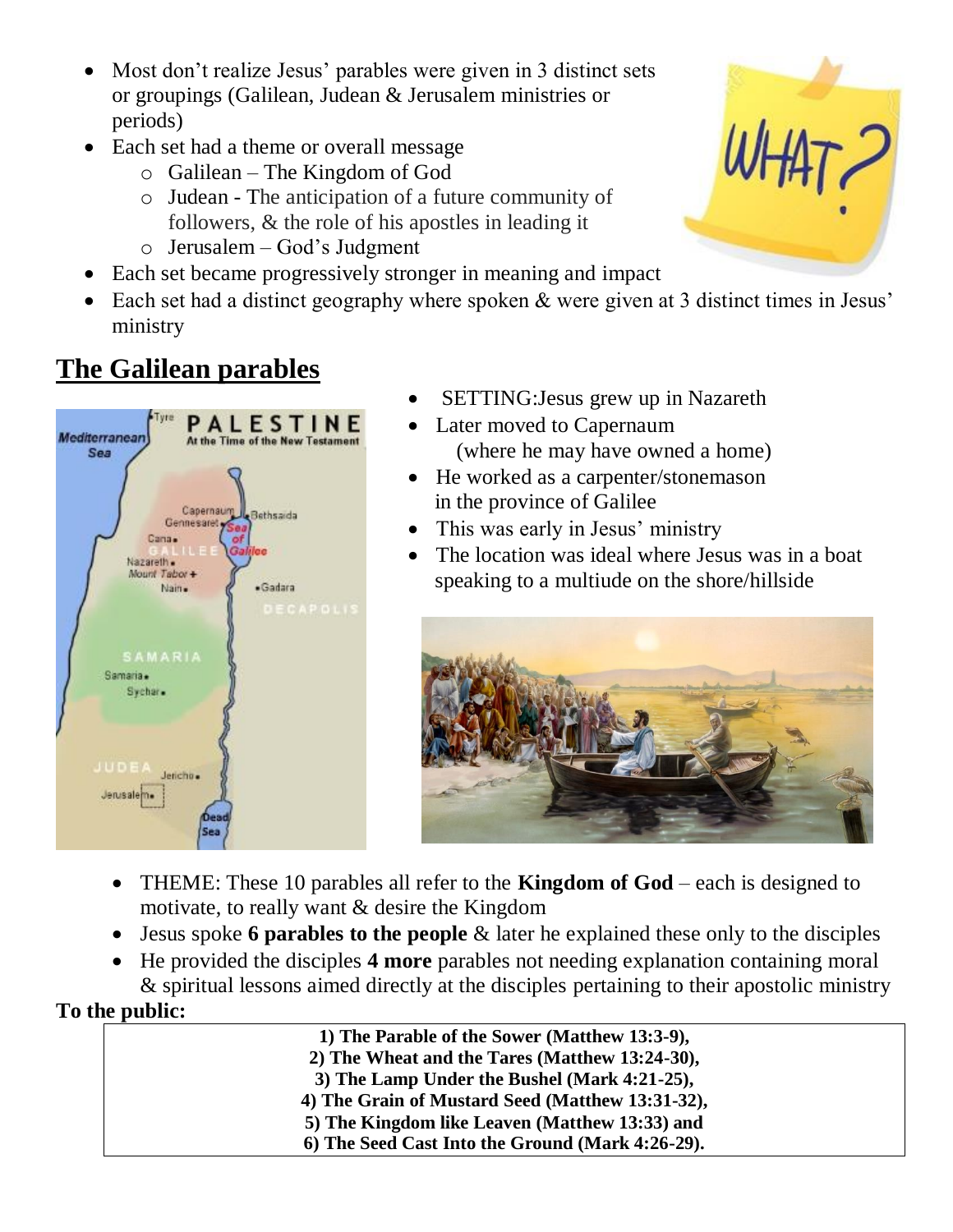- Most don't realize Jesus' parables were given in 3 distinct sets or groupings (Galilean, Judean & Jerusalem ministries or periods)
- Each set had a theme or overall message
  - Galilean – The Kingdom of God
  - Judean - The anticipation of a future community of followers, & the role of his apostles in leading it
  - Jerusalem – God's Judgment
- Each set became progressively stronger in meaning and impact
- Each set had a distinct geography where spoken & were given at 3 distinct times in Jesus' ministry

## The Galilean parables

- SETTING:Jesus grew up in Nazareth
- Later moved to Capernaum (where he may have owned a home)
- He worked as a carpenter/stonemason in the province of Galilee
- This was early in Jesus' ministry
- The location was ideal where Jesus was in a boat speaking to a multiude on the shore/hillside

- THEME: These 10 parables all refer to the **Kingdom of God** – each is designed to motivate, to really want & desire the Kingdom
- Jesus spoke **6 parables to the people** & later he explained these only to the disciples
- He provided the disciples **4 more** parables not needing explanation containing moral & spiritual lessons aimed directly at the disciples pertaining to their apostolic ministry

**To the public:**

| **1) The Parable of the Sower (Matthew 13:3-9),**<br>**2) The Wheat and the Tares (Matthew 13:24-30),**<br>**3) The Lamp Under the Bushel (Mark 4:21-25),**<br>**4) The Grain of Mustard Seed (Matthew 13:31-32),**<br>**5) The Kingdom like Leaven (Matthew 13:33) and**<br>**6) The Seed Cast Into the Ground (Mark 4:26-29).** |
|---|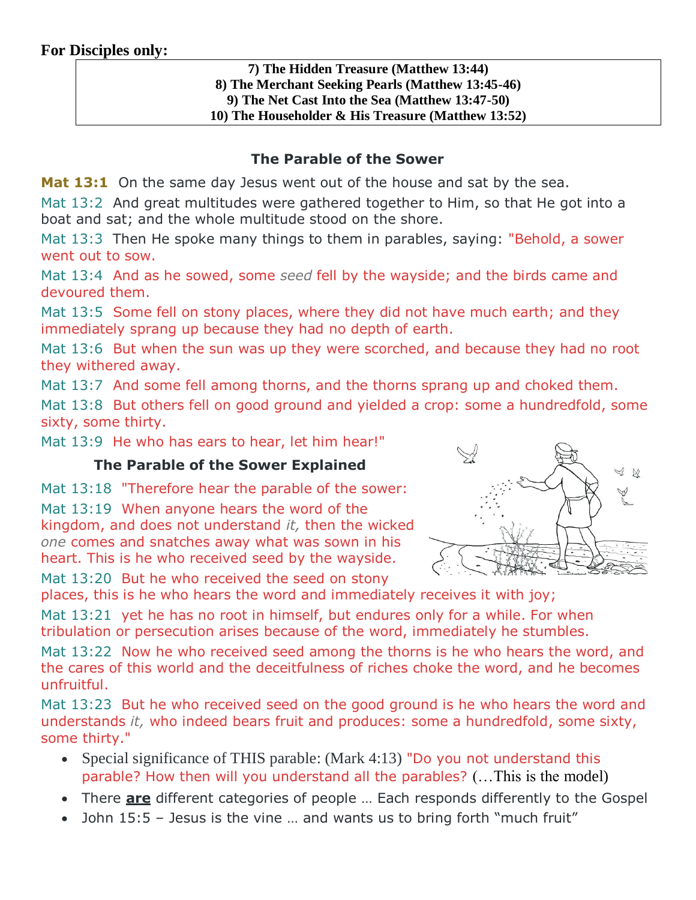**For Disciples only:**

| **7) The Hidden Treasure (Matthew 13:44)** |
|---|
| **8) The Merchant Seeking Pearls (Matthew 13:45-46)** |
| **9) The Net Cast Into the Sea (Matthew 13:47-50)** |
| **10) The Householder & His Treasure (Matthew 13:52)** |

### The Parable of the Sower

**Mat 13:1** On the same day Jesus went out of the house and sat by the sea.

Mat 13:2 And great multitudes were gathered together to Him, so that He got into a boat and sat; and the whole multitude stood on the shore.

Mat 13:3 Then He spoke many things to them in parables, saying: "Behold, a sower went out to sow.

Mat 13:4 And as he sowed, some *seed* fell by the wayside; and the birds came and devoured them.

Mat 13:5 Some fell on stony places, where they did not have much earth; and they immediately sprang up because they had no depth of earth.

Mat 13:6 But when the sun was up they were scorched, and because they had no root they withered away.

Mat 13:7 And some fell among thorns, and the thorns sprang up and choked them.

Mat 13:8 But others fell on good ground and yielded a crop: some a hundredfold, some sixty, some thirty.

Mat 13:9 He who has ears to hear, let him hear!"

### The Parable of the Sower Explained

Mat 13:18 "Therefore hear the parable of the sower:

Mat 13:19 When anyone hears the word of the kingdom, and does not understand *it,* then the wicked *one* comes and snatches away what was sown in his heart. This is he who received seed by the wayside.

Mat 13:20 But he who received the seed on stony places, this is he who hears the word and immediately receives it with joy;

Mat 13:21 yet he has no root in himself, but endures only for a while. For when tribulation or persecution arises because of the word, immediately he stumbles.

Mat 13:22 Now he who received seed among the thorns is he who hears the word, and the cares of this world and the deceitfulness of riches choke the word, and he becomes unfruitful.

Mat 13:23 But he who received seed on the good ground is he who hears the word and understands *it,* who indeed bears fruit and produces: some a hundredfold, some sixty, some thirty."

- Special significance of THIS parable: (Mark 4:13) "Do you not understand this parable? How then will you understand all the parables? (…This is the model)
- There **are** different categories of people … Each responds differently to the Gospel
- John 15:5 – Jesus is the vine … and wants us to bring forth "much fruit"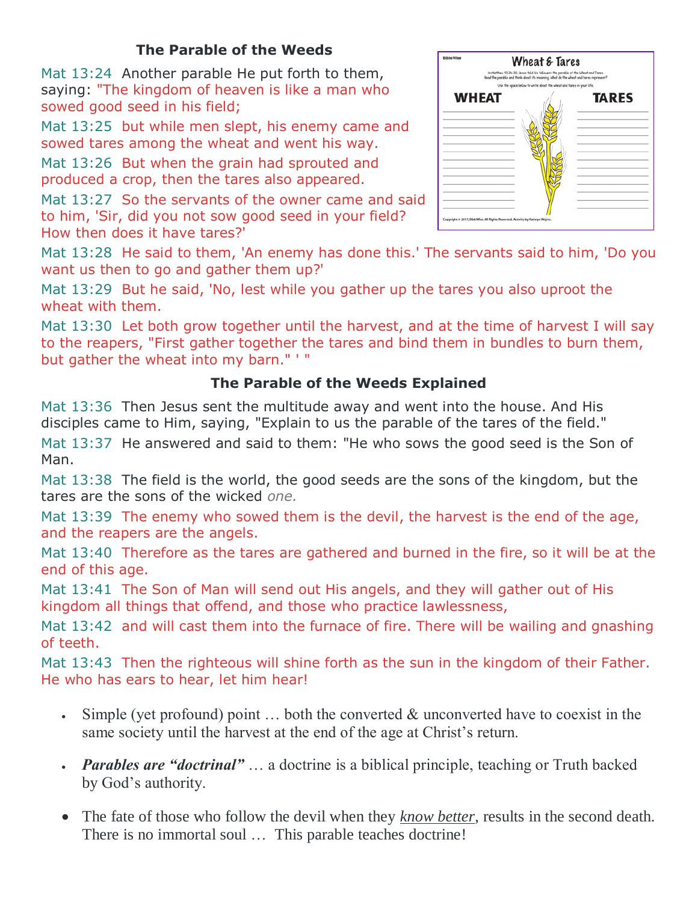## The Parable of the Weeds

Mat 13:24 Another parable He put forth to them, saying: "The kingdom of heaven is like a man who sowed good seed in his field;

Mat 13:25 but while men slept, his enemy came and sowed tares among the wheat and went his way.

Mat 13:26 But when the grain had sprouted and produced a crop, then the tares also appeared.

Mat 13:27 So the servants of the owner came and said to him, 'Sir, did you not sow good seed in your field? How then does it have tares?'

Mat 13:28 He said to them, 'An enemy has done this.' The servants said to him, 'Do you want us then to go and gather them up?'

Mat 13:29 But he said, 'No, lest while you gather up the tares you also uproot the wheat with them.

Mat 13:30 Let both grow together until the harvest, and at the time of harvest I will say to the reapers, "First gather together the tares and bind them in bundles to burn them, but gather the wheat into my barn." ' "

## The Parable of the Weeds Explained

Mat 13:36 Then Jesus sent the multitude away and went into the house. And His disciples came to Him, saying, "Explain to us the parable of the tares of the field."

Mat 13:37 He answered and said to them: "He who sows the good seed is the Son of Man.

Mat 13:38 The field is the world, the good seeds are the sons of the kingdom, but the tares are the sons of the wicked *one.*

Mat 13:39 The enemy who sowed them is the devil, the harvest is the end of the age, and the reapers are the angels.

Mat 13:40 Therefore as the tares are gathered and burned in the fire, so it will be at the end of this age.

Mat 13:41 The Son of Man will send out His angels, and they will gather out of His kingdom all things that offend, and those who practice lawlessness,

Mat 13:42 and will cast them into the furnace of fire. There will be wailing and gnashing of teeth.

Mat 13:43 Then the righteous will shine forth as the sun in the kingdom of their Father. He who has ears to hear, let him hear!

- Simple (yet profound) point … both the converted & unconverted have to coexist in the same society until the harvest at the end of the age at Christ's return.
- ***Parables are "doctrinal"*** … a doctrine is a biblical principle, teaching or Truth backed by God's authority.
- The fate of those who follow the devil when they *know better*, results in the second death. There is no immortal soul … This parable teaches doctrine!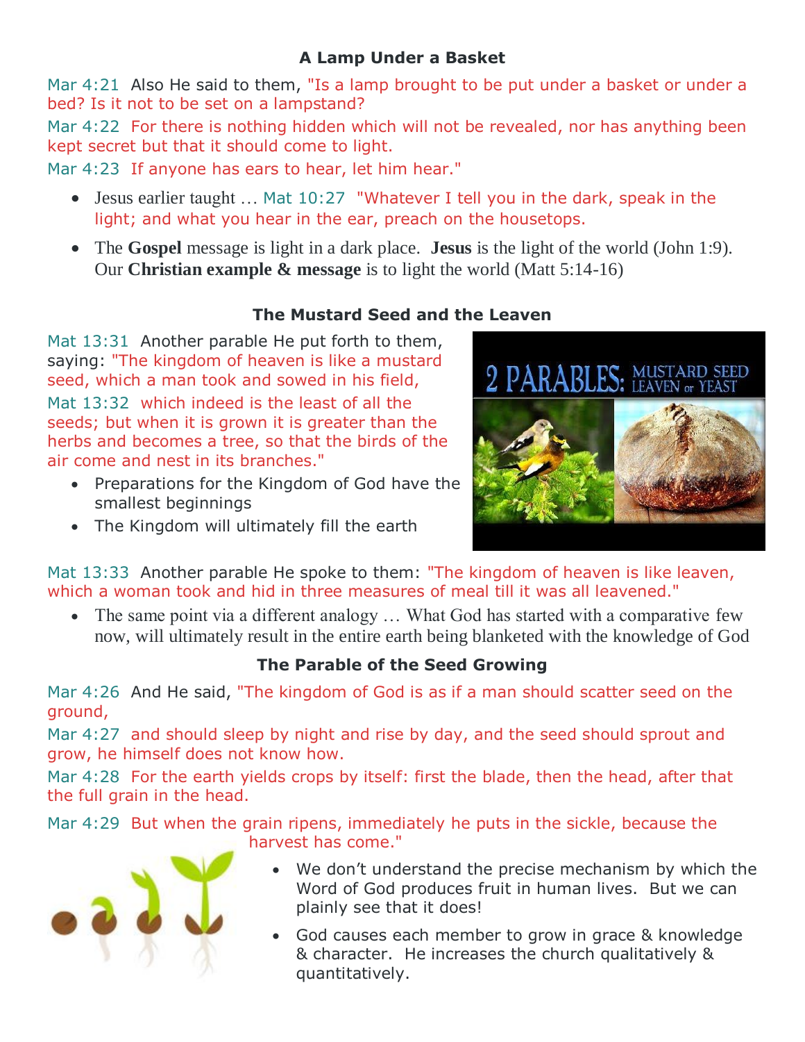### A Lamp Under a Basket

Mar 4:21 Also He said to them, "Is a lamp brought to be put under a basket or under a bed? Is it not to be set on a lampstand?

Mar 4:22 For there is nothing hidden which will not be revealed, nor has anything been kept secret but that it should come to light.

Mar 4:23 If anyone has ears to hear, let him hear."

- Jesus earlier taught … Mat 10:27 "Whatever I tell you in the dark, speak in the light; and what you hear in the ear, preach on the housetops.
- The **Gospel** message is light in a dark place. **Jesus** is the light of the world (John 1:9). Our **Christian example & message** is to light the world (Matt 5:14-16)

### The Mustard Seed and the Leaven

Mat 13:31 Another parable He put forth to them, saying: "The kingdom of heaven is like a mustard seed, which a man took and sowed in his field,

Mat 13:32 which indeed is the least of all the seeds; but when it is grown it is greater than the herbs and becomes a tree, so that the birds of the air come and nest in its branches."

- Preparations for the Kingdom of God have the smallest beginnings
- The Kingdom will ultimately fill the earth

Mat 13:33 Another parable He spoke to them: "The kingdom of heaven is like leaven, which a woman took and hid in three measures of meal till it was all leavened."

- The same point via a different analogy … What God has started with a comparative few now, will ultimately result in the entire earth being blanketed with the knowledge of God

### The Parable of the Seed Growing

Mar 4:26 And He said, "The kingdom of God is as if a man should scatter seed on the ground,

Mar 4:27 and should sleep by night and rise by day, and the seed should sprout and grow, he himself does not know how.

Mar 4:28 For the earth yields crops by itself: first the blade, then the head, after that the full grain in the head.

Mar 4:29 But when the grain ripens, immediately he puts in the sickle, because the harvest has come."

- We don't understand the precise mechanism by which the Word of God produces fruit in human lives. But we can plainly see that it does!
- God causes each member to grow in grace & knowledge & character. He increases the church qualitatively & quantitatively.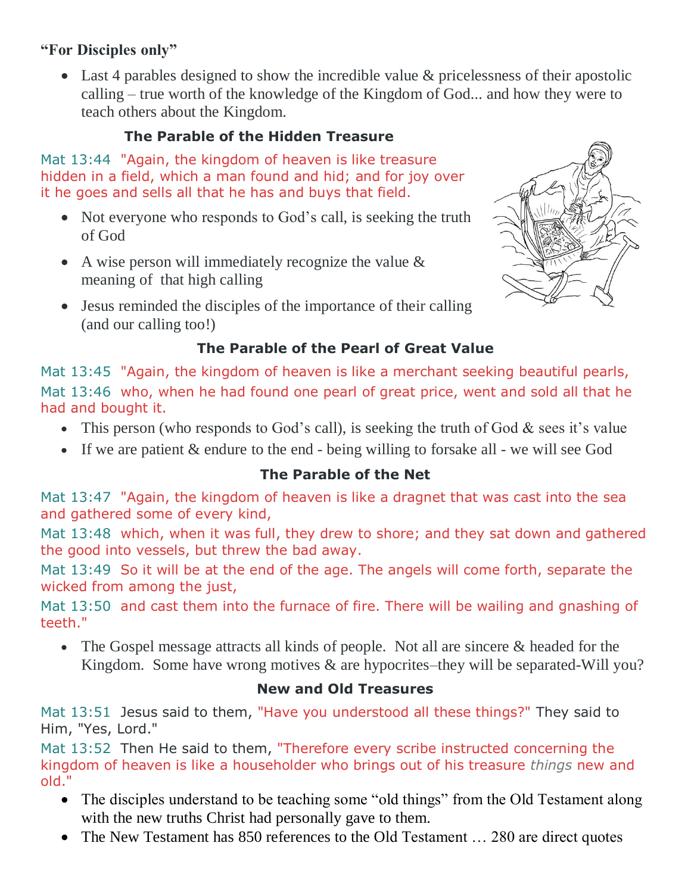**"For Disciples only"**

- Last 4 parables designed to show the incredible value & pricelessness of their apostolic calling – true worth of the knowledge of the Kingdom of God... and how they were to teach others about the Kingdom.

### The Parable of the Hidden Treasure

Mat 13:44 "Again, the kingdom of heaven is like treasure hidden in a field, which a man found and hid; and for joy over it he goes and sells all that he has and buys that field.

- Not everyone who responds to God's call, is seeking the truth of God
- A wise person will immediately recognize the value & meaning of that high calling
- Jesus reminded the disciples of the importance of their calling (and our calling too!)

### The Parable of the Pearl of Great Value

Mat 13:45 "Again, the kingdom of heaven is like a merchant seeking beautiful pearls,
Mat 13:46 who, when he had found one pearl of great price, went and sold all that he had and bought it.

- This person (who responds to God's call), is seeking the truth of God & sees it's value
- If we are patient & endure to the end - being willing to forsake all - we will see God

### The Parable of the Net

Mat 13:47 "Again, the kingdom of heaven is like a dragnet that was cast into the sea and gathered some of every kind,
Mat 13:48 which, when it was full, they drew to shore; and they sat down and gathered the good into vessels, but threw the bad away.
Mat 13:49 So it will be at the end of the age. The angels will come forth, separate the wicked from among the just,
Mat 13:50 and cast them into the furnace of fire. There will be wailing and gnashing of teeth."

- The Gospel message attracts all kinds of people. Not all are sincere & headed for the Kingdom. Some have wrong motives & are hypocrites–they will be separated-Will you?

### New and Old Treasures

Mat 13:51 Jesus said to them, "Have you understood all these things?" They said to Him, "Yes, Lord."
Mat 13:52 Then He said to them, "Therefore every scribe instructed concerning the kingdom of heaven is like a householder who brings out of his treasure *things* new and old."

- The disciples understand to be teaching some "old things" from the Old Testament along with the new truths Christ had personally gave to them.
- The New Testament has 850 references to the Old Testament … 280 are direct quotes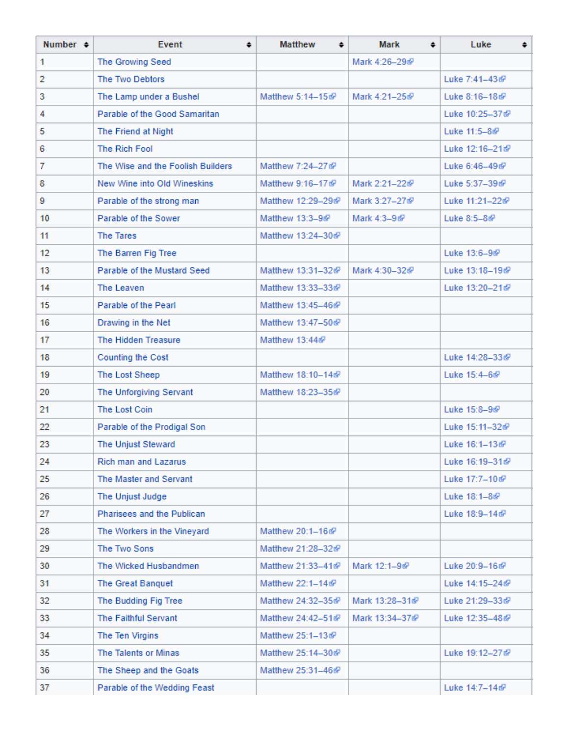| Number | Event | Matthew | Mark | Luke |
| --- | --- | --- | --- | --- |
| 1 | The Growing Seed | | Mark 4:26–29 | |
| 2 | The Two Debtors | | | Luke 7:41–43 |
| 3 | The Lamp under a Bushel | Matthew 5:14–15 | Mark 4:21–25 | Luke 8:16–18 |
| 4 | Parable of the Good Samaritan | | | Luke 10:25–37 |
| 5 | The Friend at Night | | | Luke 11:5–8 |
| 6 | The Rich Fool | | | Luke 12:16–21 |
| 7 | The Wise and the Foolish Builders | Matthew 7:24–27 | | Luke 6:46–49 |
| 8 | New Wine into Old Wineskins | Matthew 9:16–17 | Mark 2:21–22 | Luke 5:37–39 |
| 9 | Parable of the strong man | Matthew 12:29–29 | Mark 3:27–27 | Luke 11:21–22 |
| 10 | Parable of the Sower | Matthew 13:3–9 | Mark 4:3–9 | Luke 8:5–8 |
| 11 | The Tares | Matthew 13:24–30 | | |
| 12 | The Barren Fig Tree | | | Luke 13:6–9 |
| 13 | Parable of the Mustard Seed | Matthew 13:31–32 | Mark 4:30–32 | Luke 13:18–19 |
| 14 | The Leaven | Matthew 13:33–33 | | Luke 13:20–21 |
| 15 | Parable of the Pearl | Matthew 13:45–46 | | |
| 16 | Drawing in the Net | Matthew 13:47–50 | | |
| 17 | The Hidden Treasure | Matthew 13:44 | | |
| 18 | Counting the Cost | | | Luke 14:28–33 |
| 19 | The Lost Sheep | Matthew 18:10–14 | | Luke 15:4–6 |
| 20 | The Unforgiving Servant | Matthew 18:23–35 | | |
| 21 | The Lost Coin | | | Luke 15:8–9 |
| 22 | Parable of the Prodigal Son | | | Luke 15:11–32 |
| 23 | The Unjust Steward | | | Luke 16:1–13 |
| 24 | Rich man and Lazarus | | | Luke 16:19–31 |
| 25 | The Master and Servant | | | Luke 17:7–10 |
| 26 | The Unjust Judge | | | Luke 18:1–8 |
| 27 | Pharisees and the Publican | | | Luke 18:9–14 |
| 28 | The Workers in the Vineyard | Matthew 20:1–16 | | |
| 29 | The Two Sons | Matthew 21:28–32 | | |
| 30 | The Wicked Husbandmen | Matthew 21:33–41 | Mark 12:1–9 | Luke 20:9–16 |
| 31 | The Great Banquet | Matthew 22:1–14 | | Luke 14:15–24 |
| 32 | The Budding Fig Tree | Matthew 24:32–35 | Mark 13:28–31 | Luke 21:29–33 |
| 33 | The Faithful Servant | Matthew 24:42–51 | Mark 13:34–37 | Luke 12:35–48 |
| 34 | The Ten Virgins | Matthew 25:1–13 | | |
| 35 | The Talents or Minas | Matthew 25:14–30 | | Luke 19:12–27 |
| 36 | The Sheep and the Goats | Matthew 25:31–46 | | |
| 37 | Parable of the Wedding Feast | | | Luke 14:7–14 |